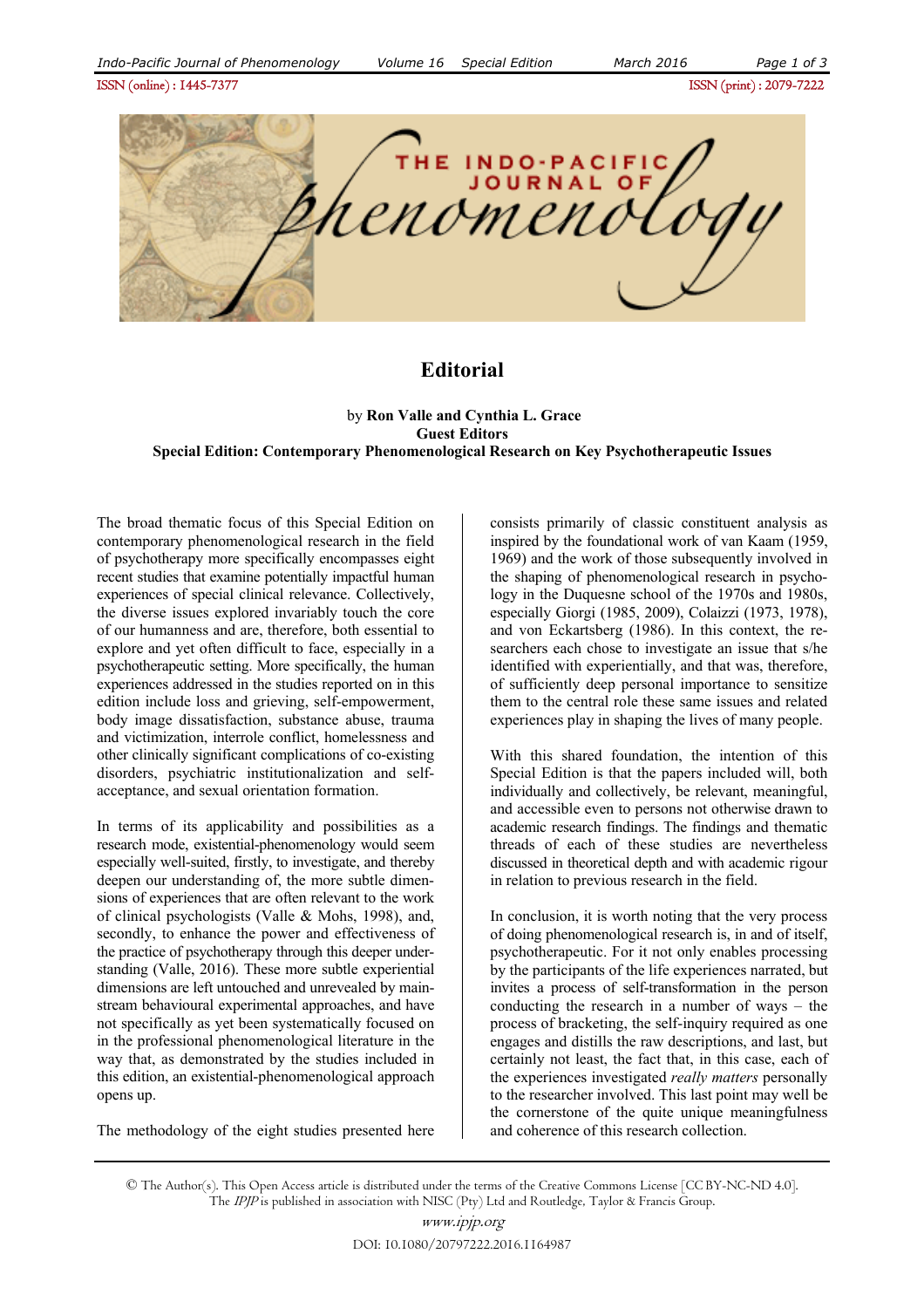# Editorial

by **Ron Valle and Cynthia L. Grace**
**Guest Editors**
**Special Edition: Contemporary Phenomenological Research on Key Psychotherapeutic Issues**

The broad thematic focus of this Special Edition on contemporary phenomenological research in the field of psychotherapy more specifically encompasses eight recent studies that examine potentially impactful human experiences of special clinical relevance. Collectively, the diverse issues explored invariably touch the core of our humanness and are, therefore, both essential to explore and yet often difficult to face, especially in a psychotherapeutic setting. More specifically, the human experiences addressed in the studies reported on in this edition include loss and grieving, self-empowerment, body image dissatisfaction, substance abuse, trauma and victimization, interrole conflict, homelessness and other clinically significant complications of co-existing disorders, psychiatric institutionalization and self-acceptance, and sexual orientation formation.

In terms of its applicability and possibilities as a research mode, existential-phenomenology would seem especially well-suited, firstly, to investigate, and thereby deepen our understanding of, the more subtle dimensions of experiences that are often relevant to the work of clinical psychologists (Valle & Mohs, 1998), and, secondly, to enhance the power and effectiveness of the practice of psychotherapy through this deeper understanding (Valle, 2016). These more subtle experiential dimensions are left untouched and unrevealed by mainstream behavioural experimental approaches, and have not specifically as yet been systematically focused on in the professional phenomenological literature in the way that, as demonstrated by the studies included in this edition, an existential-phenomenological approach opens up.

The methodology of the eight studies presented here consists primarily of classic constituent analysis as inspired by the foundational work of van Kaam (1959, 1969) and the work of those subsequently involved in the shaping of phenomenological research in psychology in the Duquesne school of the 1970s and 1980s, especially Giorgi (1985, 2009), Colaizzi (1973, 1978), and von Eckartsberg (1986). In this context, the researchers each chose to investigate an issue that s/he identified with experientially, and that was, therefore, of sufficiently deep personal importance to sensitize them to the central role these same issues and related experiences play in shaping the lives of many people.

With this shared foundation, the intention of this Special Edition is that the papers included will, both individually and collectively, be relevant, meaningful, and accessible even to persons not otherwise drawn to academic research findings. The findings and thematic threads of each of these studies are nevertheless discussed in theoretical depth and with academic rigour in relation to previous research in the field.

In conclusion, it is worth noting that the very process of doing phenomenological research is, in and of itself, psychotherapeutic. For it not only enables processing by the participants of the life experiences narrated, but invites a process of self-transformation in the person conducting the research in a number of ways – the process of bracketing, the self-inquiry required as one engages and distills the raw descriptions, and last, but certainly not least, the fact that, in this case, each of the experiences investigated *really matters* personally to the researcher involved. This last point may well be the cornerstone of the quite unique meaningfulness and coherence of this research collection.

© The Author(s). This Open Access article is distributed under the terms of the Creative Commons License [CC BY-NC-ND 4.0]. The *IPJP* is published in association with NISC (Pty) Ltd and Routledge, Taylor & Francis Group.

www.ipjp.org

DOI: 10.1080/20797222.2016.1164987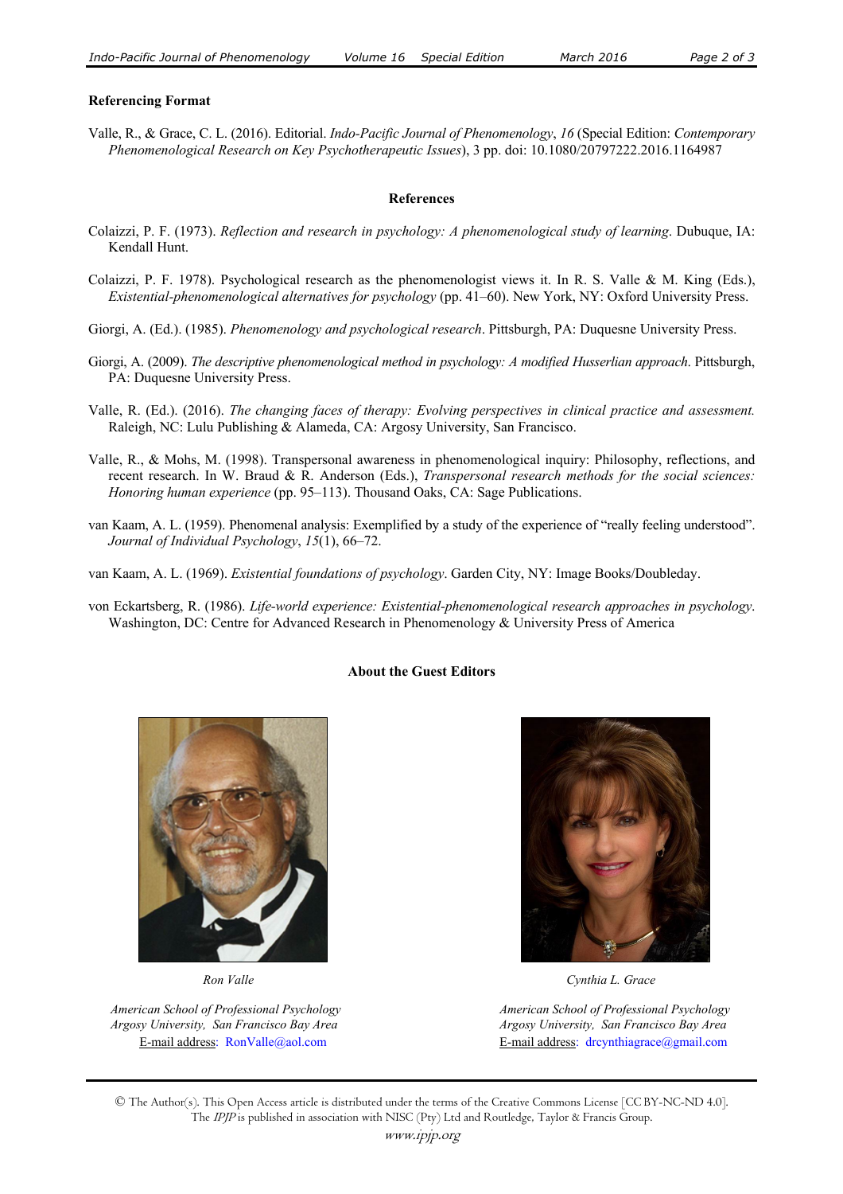**Referencing Format**

Valle, R., & Grace, C. L. (2016). Editorial. *Indo-Pacific Journal of Phenomenology*, *16* (Special Edition: *Contemporary Phenomenological Research on Key Psychotherapeutic Issues*), 3 pp. doi: 10.1080/20797222.2016.1164987

## References

Colaizzi, P. F. (1973). *Reflection and research in psychology: A phenomenological study of learning*. Dubuque, IA: Kendall Hunt.

Colaizzi, P. F. 1978). Psychological research as the phenomenologist views it. In R. S. Valle & M. King (Eds.), *Existential-phenomenological alternatives for psychology* (pp. 41–60). New York, NY: Oxford University Press.

Giorgi, A. (Ed.). (1985). *Phenomenology and psychological research*. Pittsburgh, PA: Duquesne University Press.

Giorgi, A. (2009). *The descriptive phenomenological method in psychology: A modified Husserlian approach*. Pittsburgh, PA: Duquesne University Press.

Valle, R. (Ed.). (2016). *The changing faces of therapy: Evolving perspectives in clinical practice and assessment.* Raleigh, NC: Lulu Publishing & Alameda, CA: Argosy University, San Francisco.

Valle, R., & Mohs, M. (1998). Transpersonal awareness in phenomenological inquiry: Philosophy, reflections, and recent research. In W. Braud & R. Anderson (Eds.), *Transpersonal research methods for the social sciences: Honoring human experience* (pp. 95–113). Thousand Oaks, CA: Sage Publications.

van Kaam, A. L. (1959). Phenomenal analysis: Exemplified by a study of the experience of "really feeling understood". *Journal of Individual Psychology*, *15*(1), 66–72.

van Kaam, A. L. (1969). *Existential foundations of psychology*. Garden City, NY: Image Books/Doubleday.

von Eckartsberg, R. (1986). *Life-world experience: Existential-phenomenological research approaches in psychology*. Washington, DC: Centre for Advanced Research in Phenomenology & University Press of America

## About the Guest Editors

*Ron Valle*

*American School of Professional Psychology*
*Argosy University, San Francisco Bay Area*
E-mail address: RonValle@aol.com

*Cynthia L. Grace*

*American School of Professional Psychology*
*Argosy University, San Francisco Bay Area*
E-mail address: drcynthiagrace@gmail.com

© The Author(s). This Open Access article is distributed under the terms of the Creative Commons License [CC BY-NC-ND 4.0]. The *IPJP* is published in association with NISC (Pty) Ltd and Routledge, Taylor & Francis Group.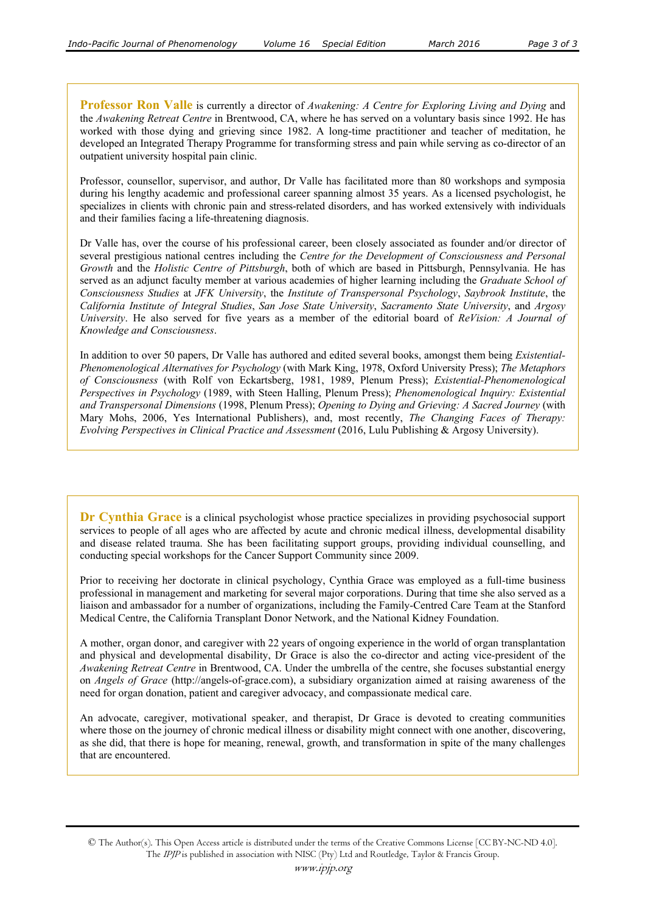**Professor Ron Valle** is currently a director of *Awakening: A Centre for Exploring Living and Dying* and the *Awakening Retreat Centre* in Brentwood, CA, where he has served on a voluntary basis since 1992. He has worked with those dying and grieving since 1982. A long-time practitioner and teacher of meditation, he developed an Integrated Therapy Programme for transforming stress and pain while serving as co-director of an outpatient university hospital pain clinic.

Professor, counsellor, supervisor, and author, Dr Valle has facilitated more than 80 workshops and symposia during his lengthy academic and professional career spanning almost 35 years. As a licensed psychologist, he specializes in clients with chronic pain and stress-related disorders, and has worked extensively with individuals and their families facing a life-threatening diagnosis.

Dr Valle has, over the course of his professional career, been closely associated as founder and/or director of several prestigious national centres including the *Centre for the Development of Consciousness and Personal Growth* and the *Holistic Centre of Pittsburgh*, both of which are based in Pittsburgh, Pennsylvania. He has served as an adjunct faculty member at various academies of higher learning including the *Graduate School of Consciousness Studies* at *JFK University*, the *Institute of Transpersonal Psychology*, *Saybrook Institute*, the *California Institute of Integral Studies*, *San Jose State University*, *Sacramento State University*, and *Argosy University*. He also served for five years as a member of the editorial board of *ReVision: A Journal of Knowledge and Consciousness*.

In addition to over 50 papers, Dr Valle has authored and edited several books, amongst them being *Existential-Phenomenological Alternatives for Psychology* (with Mark King, 1978, Oxford University Press); *The Metaphors of Consciousness* (with Rolf von Eckartsberg, 1981, 1989, Plenum Press); *Existential-Phenomenological Perspectives in Psychology* (1989, with Steen Halling, Plenum Press); *Phenomenological Inquiry: Existential and Transpersonal Dimensions* (1998, Plenum Press); *Opening to Dying and Grieving: A Sacred Journey* (with Mary Mohs, 2006, Yes International Publishers), and, most recently, *The Changing Faces of Therapy: Evolving Perspectives in Clinical Practice and Assessment* (2016, Lulu Publishing & Argosy University).

**Dr Cynthia Grace** is a clinical psychologist whose practice specializes in providing psychosocial support services to people of all ages who are affected by acute and chronic medical illness, developmental disability and disease related trauma. She has been facilitating support groups, providing individual counselling, and conducting special workshops for the Cancer Support Community since 2009.

Prior to receiving her doctorate in clinical psychology, Cynthia Grace was employed as a full-time business professional in management and marketing for several major corporations. During that time she also served as a liaison and ambassador for a number of organizations, including the Family-Centred Care Team at the Stanford Medical Centre, the California Transplant Donor Network, and the National Kidney Foundation.

A mother, organ donor, and caregiver with 22 years of ongoing experience in the world of organ transplantation and physical and developmental disability, Dr Grace is also the co-director and acting vice-president of the *Awakening Retreat Centre* in Brentwood, CA. Under the umbrella of the centre, she focuses substantial energy on *Angels of Grace* (http://angels-of-grace.com), a subsidiary organization aimed at raising awareness of the need for organ donation, patient and caregiver advocacy, and compassionate medical care.

An advocate, caregiver, motivational speaker, and therapist, Dr Grace is devoted to creating communities where those on the journey of chronic medical illness or disability might connect with one another, discovering, as she did, that there is hope for meaning, renewal, growth, and transformation in spite of the many challenges that are encountered.

© The Author(s). This Open Access article is distributed under the terms of the Creative Commons License [CC BY-NC-ND 4.0]. The *IPJP* is published in association with NISC (Pty) Ltd and Routledge, Taylor & Francis Group.